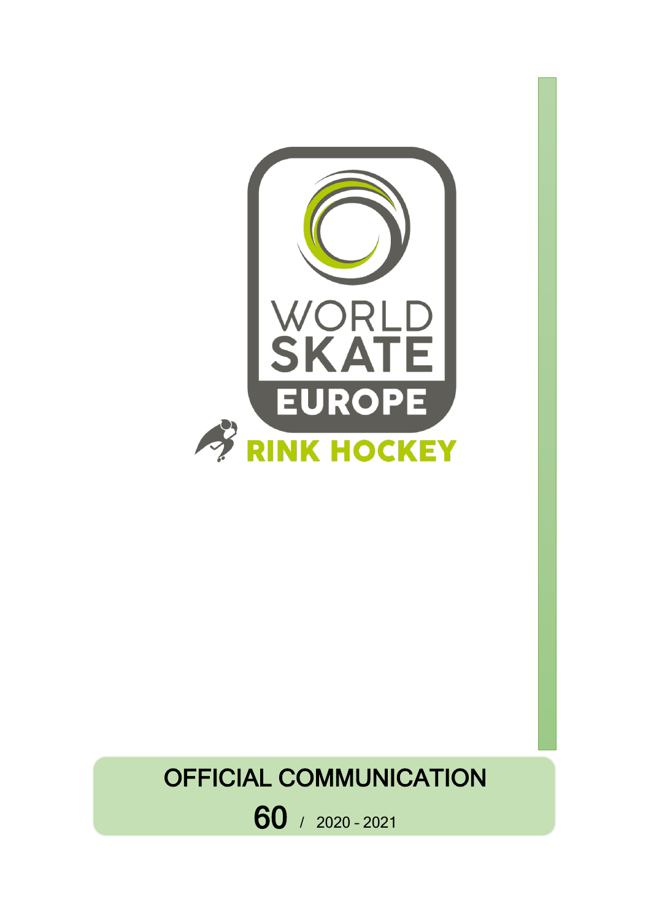WORLD SKATE EUROPE

RINK HOCKEY

# OFFICIAL COMMUNICATION

**60** / 2020 - 2021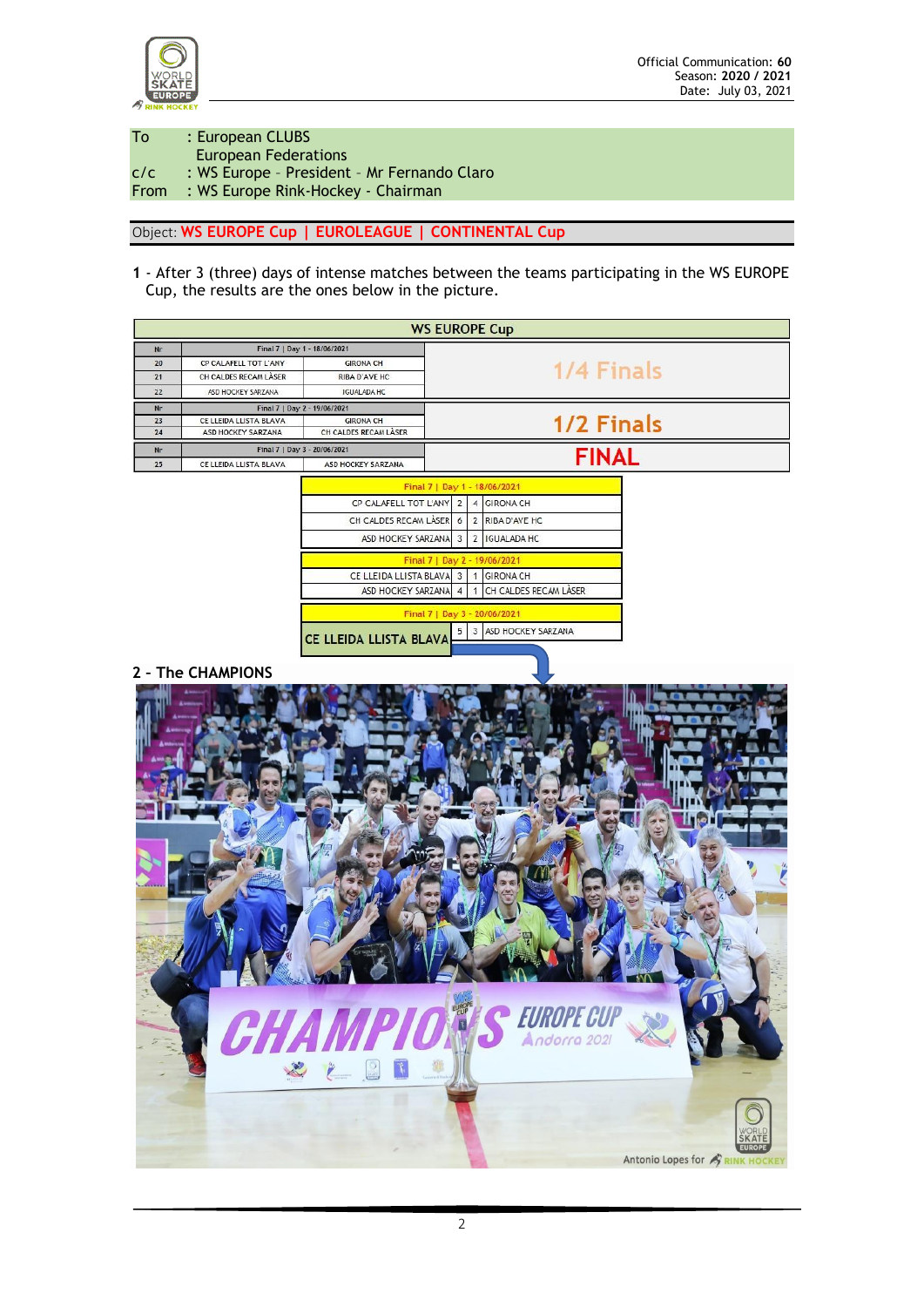Official Communication: **60**
Season: **2020 / 2021**
Date: July 03, 2021

| | |
|---|---|
| To | : European CLUBS<br>European Federations |
| c/c | : WS Europe – President – Mr Fernando Claro |
| From | : WS Europe Rink-Hockey - Chairman |

Object: **WS EUROPE Cup | EUROLEAGUE | CONTINENTAL Cup**

**1** - After 3 (three) days of intense matches between the teams participating in the WS EUROPE Cup, the results are the ones below in the picture.

**WS EUROPE Cup**

| Nr | Final 7 \| Day 1 - 18/06/2021 | | |
|---|---|---|---|
| 20 | CP CALAFELL TOT L'ANY | GIRONA CH | 1/4 Finals |
| 21 | CH CALDES RECAM LÀSER | RIBA D'AVE HC | |
| 22 | ASD HOCKEY SARZANA | IGUALADA HC | |

| Nr | Final 7 \| Day 2 - 19/06/2021 | | |
|---|---|---|---|
| 23 | CE LLEIDA LLISTA BLAVA | GIRONA CH | 1/2 Finals |
| 24 | ASD HOCKEY SARZANA | CH CALDES RECAM LÀSER | |

| Nr | Final 7 \| Day 3 - 20/06/2021 | | |
|---|---|---|---|
| 25 | CE LLEIDA LLISTA BLAVA | ASD HOCKEY SARZANA | FINAL |

| Final 7 \| Day 1 - 18/06/2021 | | | |
|---|---|---|---|
| CP CALAFELL TOT L'ANY | 2 | 4 | GIRONA CH |
| CH CALDES RECAM LÀSER | 6 | 2 | RIBA D'AVE HC |
| ASD HOCKEY SARZANA | 3 | 2 | IGUALADA HC |

| Final 7 \| Day 2 - 19/06/2021 | | | |
|---|---|---|---|
| CE LLEIDA LLISTA BLAVA | 3 | 1 | GIRONA CH |
| ASD HOCKEY SARZANA | 4 | 1 | CH CALDES RECAM LÀSER |

| Final 7 \| Day 3 - 20/06/2021 | | | |
|---|---|---|---|
| CE LLEIDA LLISTA BLAVA | 5 | 3 | ASD HOCKEY SARZANA |

**CE LLEIDA LLISTA BLAVA**

**2 - The CHAMPIONS**

Antonio Lopes for RINK HOCKEY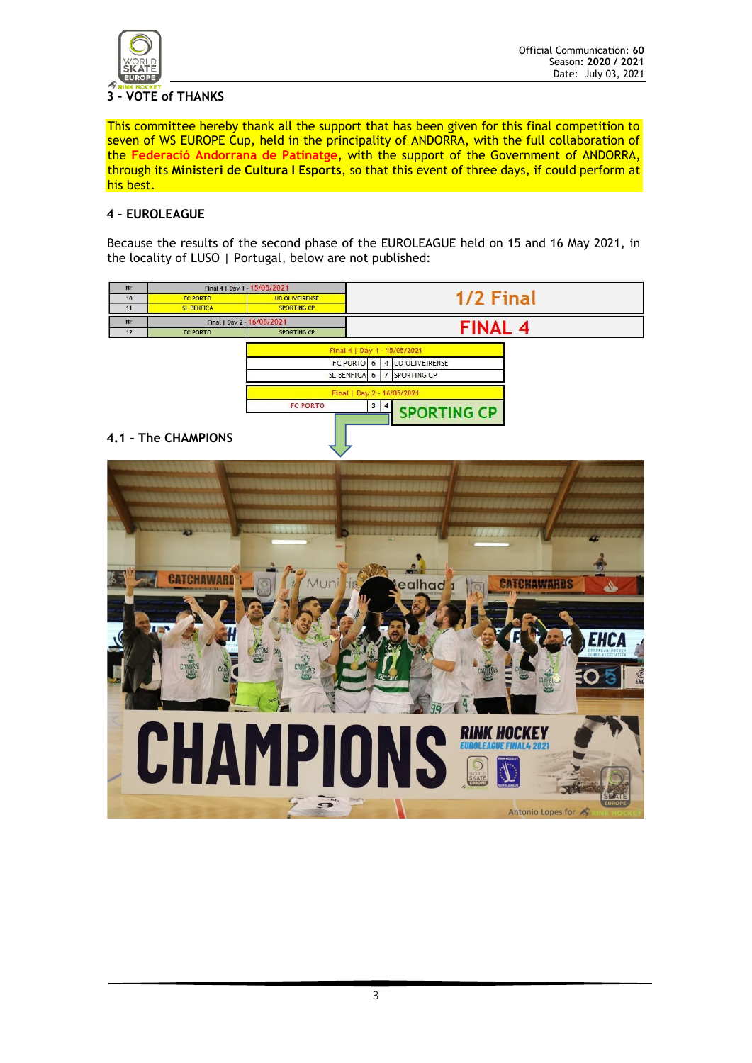## 3 – VOTE of THANKS

This committee hereby thank all the support that has been given for this final competition to seven of WS EUROPE Cup, held in the principality of ANDORRA, with the full collaboration of the **Federació Andorrana de Patinatge**, with the support of the Government of ANDORRA, through its **Ministeri de Cultura I Esports**, so that this event of three days, if could perform at his best.

## 4 – EUROLEAGUE

Because the results of the second phase of the EUROLEAGUE held on 15 and 16 May 2021, in the locality of LUSO | Portugal, below are not published:

| Nr | Final 4 \| Day 1 - 15/05/2021 | | |
|---|---|---|---|
| 10 | FC PORTO | UD OLIVEIRENSE | 1/2 Final |
| 11 | SL BENFICA | SPORTING CP | |

| Nr | Final \| Day 2 - 16/05/2021 | | |
|---|---|---|---|
| 12 | FC PORTO | SPORTING CP | FINAL 4 |

| Final 4 \| Day 1 - 15/05/2021 | | | |
|---|---|---|---|
| FC PORTO | 6 | 4 | UD OLIVEIRENSE |
| SL BENFICA | 6 | 7 | SPORTING CP |

| Final \| Day 2 - 16/05/2021 | | | |
|---|---|---|---|
| FC PORTO | 3 | 4 | SPORTING CP |

### 4.1 - The CHAMPIONS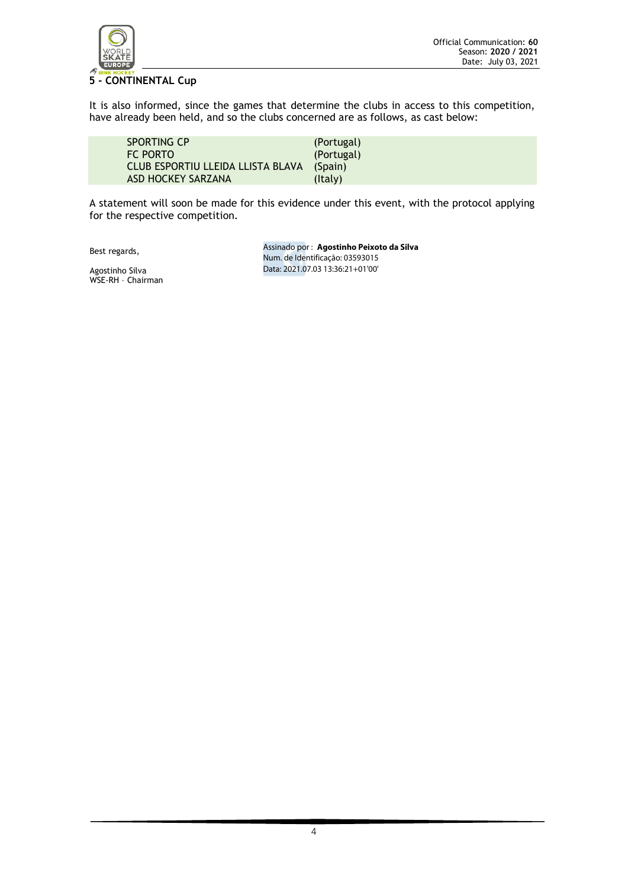## 5 - CONTINENTAL Cup

It is also informed, since the games that determine the clubs in access to this competition, have already been held, and so the clubs concerned are as follows, as cast below:

| | |
|---|---|
| SPORTING CP | (Portugal) |
| FC PORTO | (Portugal) |
| CLUB ESPORTIU LLEIDA LLISTA BLAVA | (Spain) |
| ASD HOCKEY SARZANA | (Italy) |

A statement will soon be made for this evidence under this event, with the protocol applying for the respective competition.

Best regards,

Assinado por : **Agostinho Peixoto da Silva**
Num. de Identificação: 03593015
Data: 2021.07.03 13:36:21+01'00'

Agostinho Silva
WSE-RH – Chairman